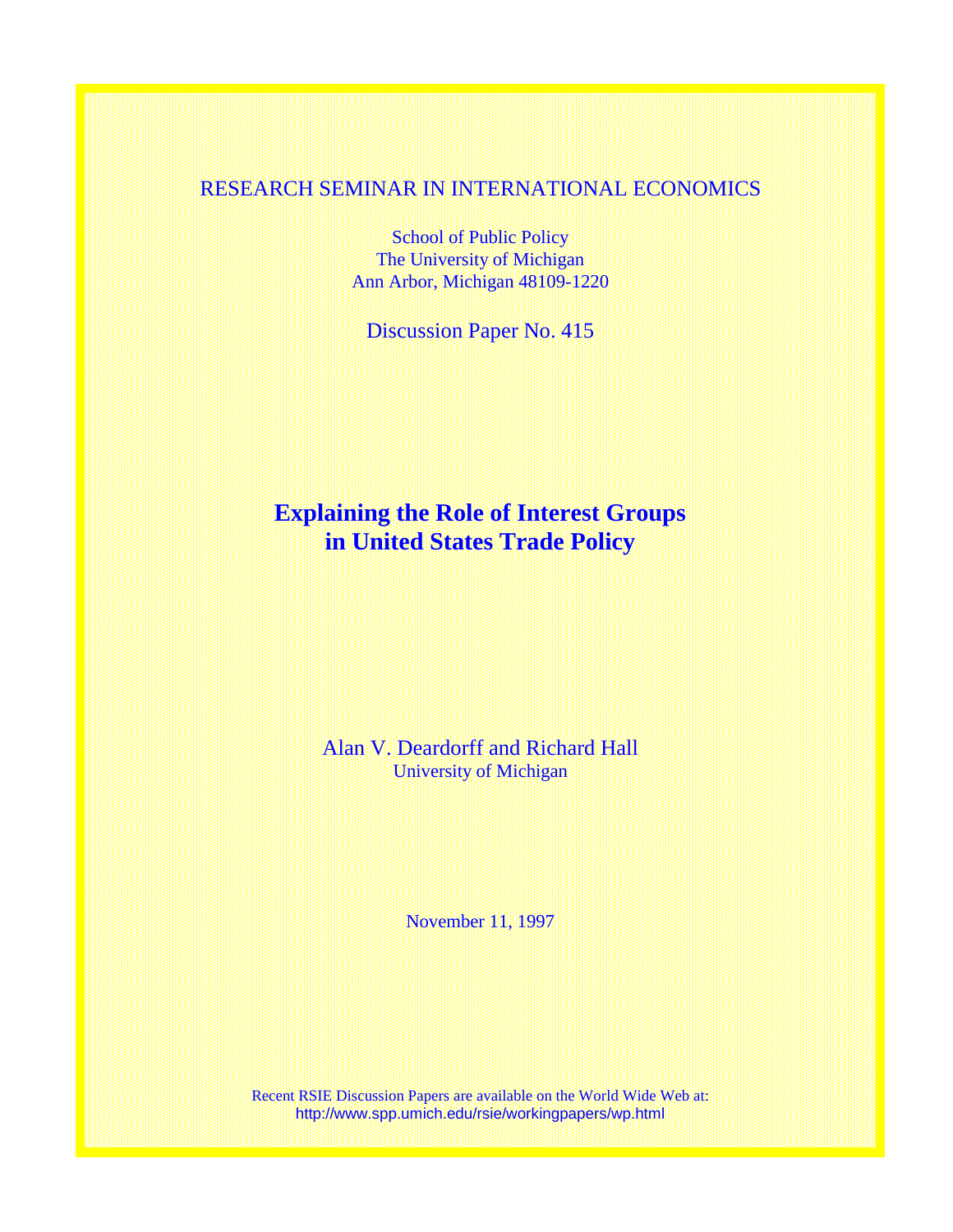RESEARCH SEMINAR IN INTERNATIONAL ECONOMICS

School of Public Policy
The University of Michigan
Ann Arbor, Michigan 48109-1220

Discussion Paper No. 415

# Explaining the Role of Interest Groups in United States Trade Policy

Alan V. Deardorff and Richard Hall
University of Michigan

November 11, 1997

Recent RSIE Discussion Papers are available on the World Wide Web at:
http://www.spp.umich.edu/rsie/workingpapers/wp.html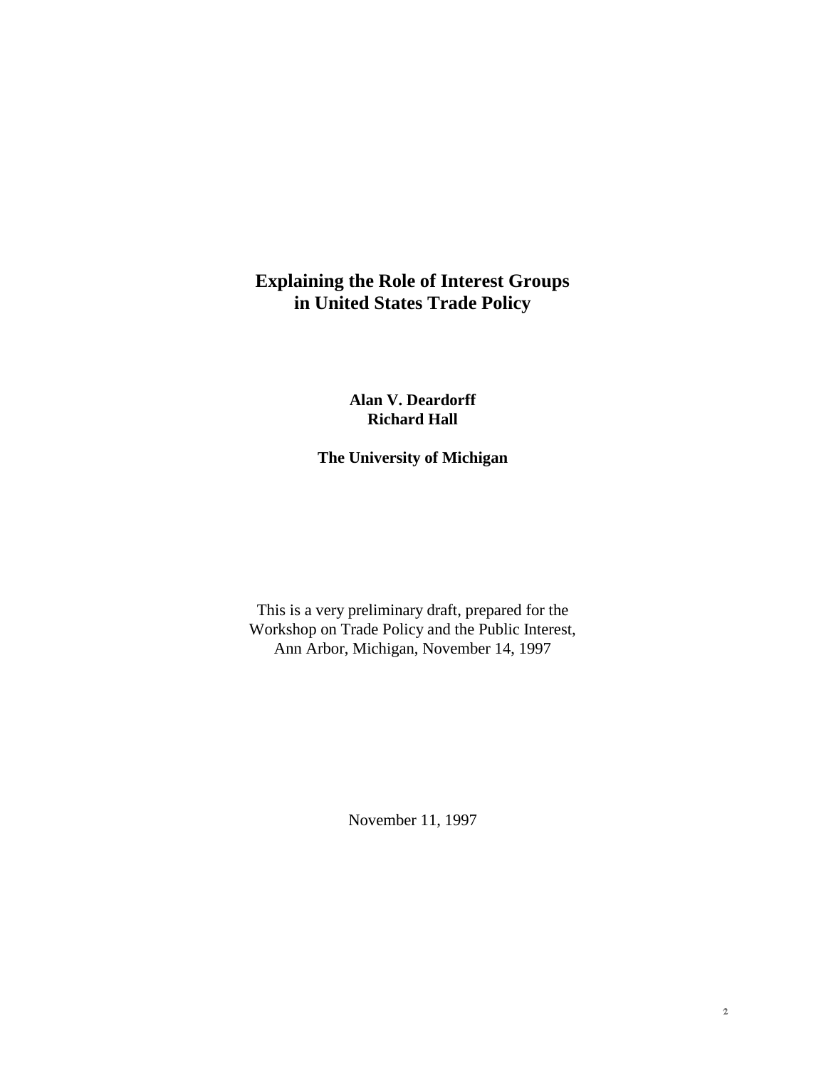# Explaining the Role of Interest Groups in United States Trade Policy

**Alan V. Deardorff**
**Richard Hall**

**The University of Michigan**

This is a very preliminary draft, prepared for the Workshop on Trade Policy and the Public Interest, Ann Arbor, Michigan, November 14, 1997

November 11, 1997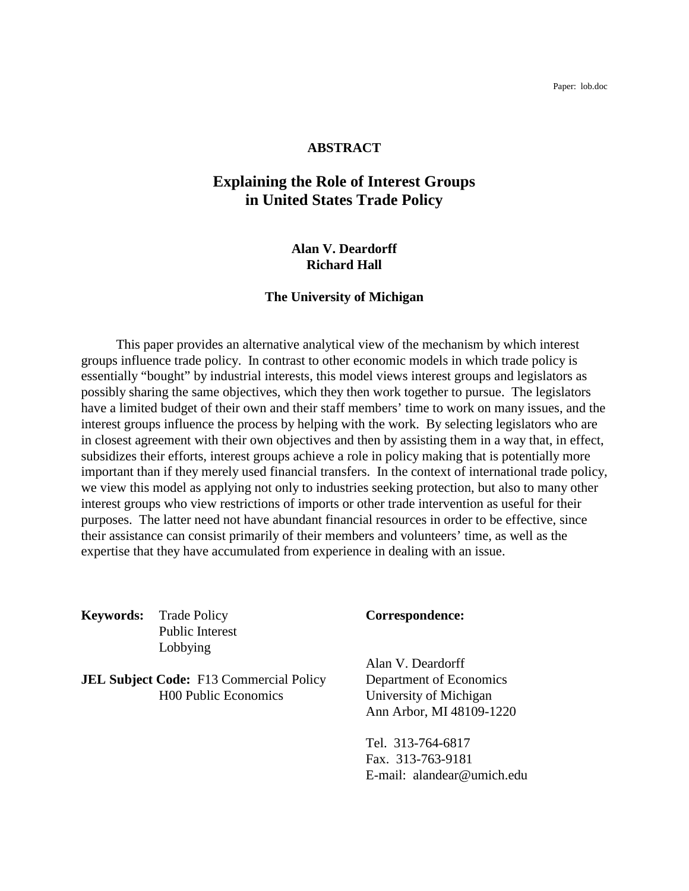Paper: lob.doc

**ABSTRACT**

# Explaining the Role of Interest Groups in United States Trade Policy

**Alan V. Deardorff**
**Richard Hall**

**The University of Michigan**

This paper provides an alternative analytical view of the mechanism by which interest groups influence trade policy. In contrast to other economic models in which trade policy is essentially "bought" by industrial interests, this model views interest groups and legislators as possibly sharing the same objectives, which they then work together to pursue. The legislators have a limited budget of their own and their staff members' time to work on many issues, and the interest groups influence the process by helping with the work. By selecting legislators who are in closest agreement with their own objectives and then by assisting them in a way that, in effect, subsidizes their efforts, interest groups achieve a role in policy making that is potentially more important than if they merely used financial transfers. In the context of international trade policy, we view this model as applying not only to industries seeking protection, but also to many other interest groups who view restrictions of imports or other trade intervention as useful for their purposes. The latter need not have abundant financial resources in order to be effective, since their assistance can consist primarily of their members and volunteers' time, as well as the expertise that they have accumulated from experience in dealing with an issue.

**Keywords:** Trade Policy
Public Interest
Lobbying

**JEL Subject Code:** F13 Commercial Policy
H00 Public Economics

**Correspondence:**

Alan V. Deardorff
Department of Economics
University of Michigan
Ann Arbor, MI 48109-1220

Tel. 313-764-6817
Fax. 313-763-9181
E-mail: alandear@umich.edu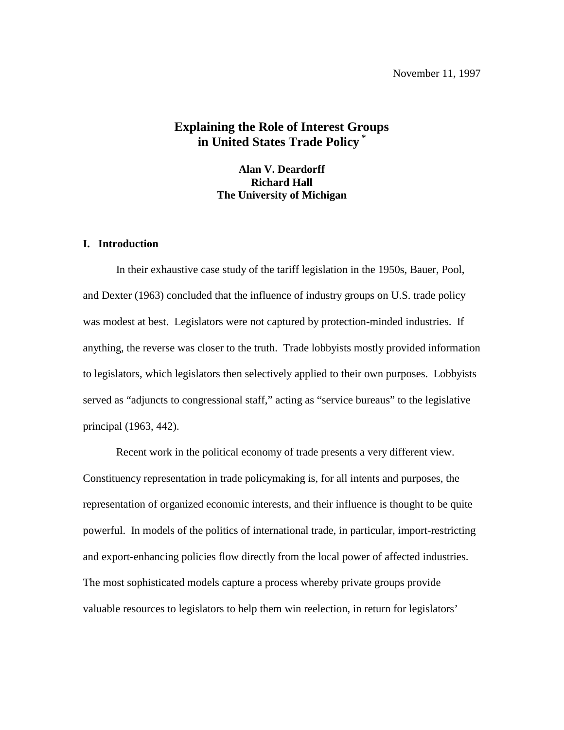November 11, 1997

# Explaining the Role of Interest Groups in United States Trade Policy [*]

**Alan V. Deardorff**
**Richard Hall**
**The University of Michigan**

## I. Introduction

In their exhaustive case study of the tariff legislation in the 1950s, Bauer, Pool, and Dexter (1963) concluded that the influence of industry groups on U.S. trade policy was modest at best. Legislators were not captured by protection-minded industries. If anything, the reverse was closer to the truth. Trade lobbyists mostly provided information to legislators, which legislators then selectively applied to their own purposes. Lobbyists served as "adjuncts to congressional staff," acting as "service bureaus" to the legislative principal (1963, 442).

Recent work in the political economy of trade presents a very different view. Constituency representation in trade policymaking is, for all intents and purposes, the representation of organized economic interests, and their influence is thought to be quite powerful. In models of the politics of international trade, in particular, import-restricting and export-enhancing policies flow directly from the local power of affected industries. The most sophisticated models capture a process whereby private groups provide valuable resources to legislators to help them win reelection, in return for legislators'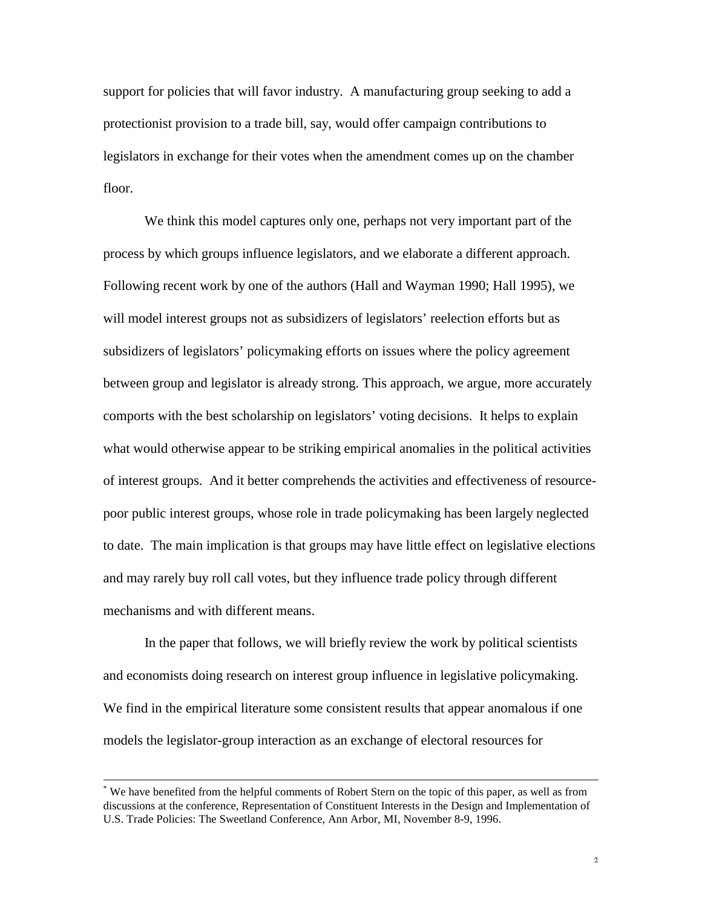support for policies that will favor industry. A manufacturing group seeking to add a protectionist provision to a trade bill, say, would offer campaign contributions to legislators in exchange for their votes when the amendment comes up on the chamber floor.

We think this model captures only one, perhaps not very important part of the process by which groups influence legislators, and we elaborate a different approach. Following recent work by one of the authors (Hall and Wayman 1990; Hall 1995), we will model interest groups not as subsidizers of legislators' reelection efforts but as subsidizers of legislators' policymaking efforts on issues where the policy agreement between group and legislator is already strong. This approach, we argue, more accurately comports with the best scholarship on legislators' voting decisions. It helps to explain what would otherwise appear to be striking empirical anomalies in the political activities of interest groups. And it better comprehends the activities and effectiveness of resource-poor public interest groups, whose role in trade policymaking has been largely neglected to date. The main implication is that groups may have little effect on legislative elections and may rarely buy roll call votes, but they influence trade policy through different mechanisms and with different means.

In the paper that follows, we will briefly review the work by political scientists and economists doing research on interest group influence in legislative policymaking. We find in the empirical literature some consistent results that appear anomalous if one models the legislator-group interaction as an exchange of electoral resources for

---

[*] We have benefited from the helpful comments of Robert Stern on the topic of this paper, as well as from discussions at the conference, Representation of Constituent Interests in the Design and Implementation of U.S. Trade Policies: The Sweetland Conference, Ann Arbor, MI, November 8-9, 1996.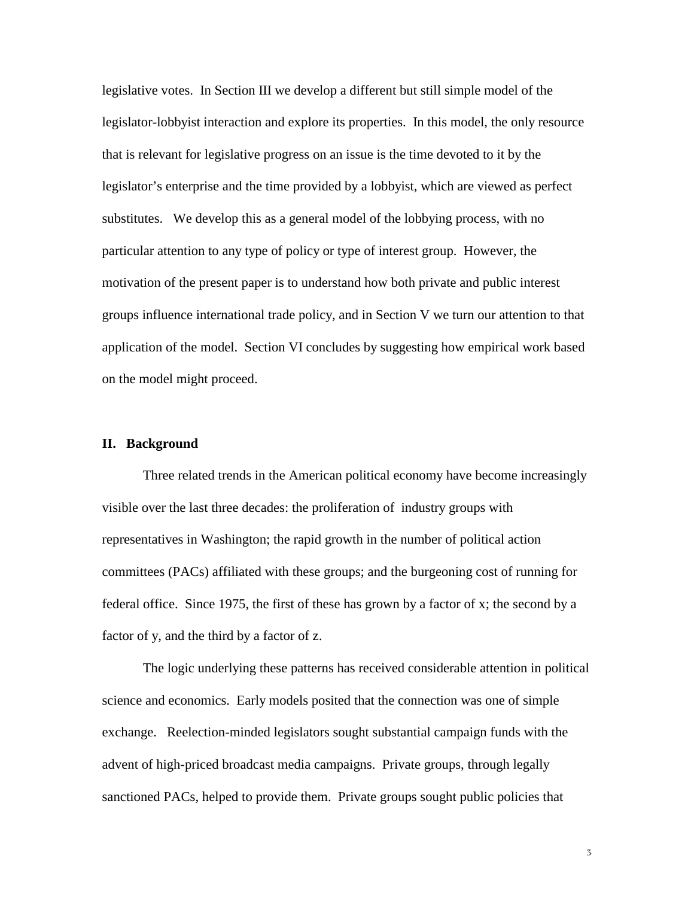legislative votes. In Section III we develop a different but still simple model of the legislator-lobbyist interaction and explore its properties. In this model, the only resource that is relevant for legislative progress on an issue is the time devoted to it by the legislator's enterprise and the time provided by a lobbyist, which are viewed as perfect substitutes. We develop this as a general model of the lobbying process, with no particular attention to any type of policy or type of interest group. However, the motivation of the present paper is to understand how both private and public interest groups influence international trade policy, and in Section V we turn our attention to that application of the model. Section VI concludes by suggesting how empirical work based on the model might proceed.

## II. Background

Three related trends in the American political economy have become increasingly visible over the last three decades: the proliferation of industry groups with representatives in Washington; the rapid growth in the number of political action committees (PACs) affiliated with these groups; and the burgeoning cost of running for federal office. Since 1975, the first of these has grown by a factor of x; the second by a factor of y, and the third by a factor of z.

The logic underlying these patterns has received considerable attention in political science and economics. Early models posited that the connection was one of simple exchange. Reelection-minded legislators sought substantial campaign funds with the advent of high-priced broadcast media campaigns. Private groups, through legally sanctioned PACs, helped to provide them. Private groups sought public policies that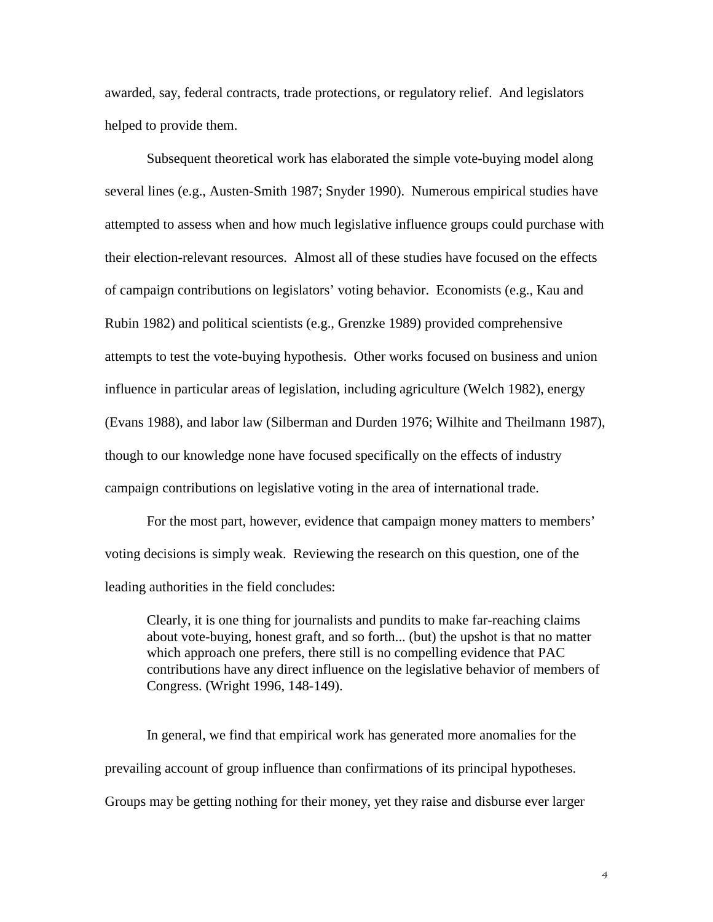awarded, say, federal contracts, trade protections, or regulatory relief. And legislators helped to provide them.

Subsequent theoretical work has elaborated the simple vote-buying model along several lines (e.g., Austen-Smith 1987; Snyder 1990). Numerous empirical studies have attempted to assess when and how much legislative influence groups could purchase with their election-relevant resources. Almost all of these studies have focused on the effects of campaign contributions on legislators' voting behavior. Economists (e.g., Kau and Rubin 1982) and political scientists (e.g., Grenzke 1989) provided comprehensive attempts to test the vote-buying hypothesis. Other works focused on business and union influence in particular areas of legislation, including agriculture (Welch 1982), energy (Evans 1988), and labor law (Silberman and Durden 1976; Wilhite and Theilmann 1987), though to our knowledge none have focused specifically on the effects of industry campaign contributions on legislative voting in the area of international trade.

For the most part, however, evidence that campaign money matters to members' voting decisions is simply weak. Reviewing the research on this question, one of the leading authorities in the field concludes:

> Clearly, it is one thing for journalists and pundits to make far-reaching claims about vote-buying, honest graft, and so forth... (but) the upshot is that no matter which approach one prefers, there still is no compelling evidence that PAC contributions have any direct influence on the legislative behavior of members of Congress. (Wright 1996, 148-149).

In general, we find that empirical work has generated more anomalies for the prevailing account of group influence than confirmations of its principal hypotheses. Groups may be getting nothing for their money, yet they raise and disburse ever larger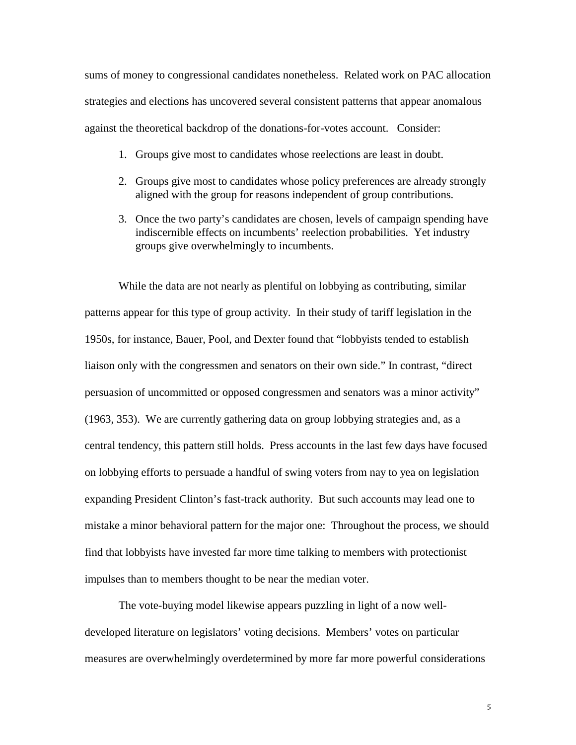sums of money to congressional candidates nonetheless. Related work on PAC allocation strategies and elections has uncovered several consistent patterns that appear anomalous against the theoretical backdrop of the donations-for-votes account. Consider:

1. Groups give most to candidates whose reelections are least in doubt.
2. Groups give most to candidates whose policy preferences are already strongly aligned with the group for reasons independent of group contributions.
3. Once the two party's candidates are chosen, levels of campaign spending have indiscernible effects on incumbents' reelection probabilities. Yet industry groups give overwhelmingly to incumbents.

While the data are not nearly as plentiful on lobbying as contributing, similar patterns appear for this type of group activity. In their study of tariff legislation in the 1950s, for instance, Bauer, Pool, and Dexter found that "lobbyists tended to establish liaison only with the congressmen and senators on their own side." In contrast, "direct persuasion of uncommitted or opposed congressmen and senators was a minor activity" (1963, 353). We are currently gathering data on group lobbying strategies and, as a central tendency, this pattern still holds. Press accounts in the last few days have focused on lobbying efforts to persuade a handful of swing voters from nay to yea on legislation expanding President Clinton's fast-track authority. But such accounts may lead one to mistake a minor behavioral pattern for the major one: Throughout the process, we should find that lobbyists have invested far more time talking to members with protectionist impulses than to members thought to be near the median voter.

The vote-buying model likewise appears puzzling in light of a now well-developed literature on legislators' voting decisions. Members' votes on particular measures are overwhelmingly overdetermined by more far more powerful considerations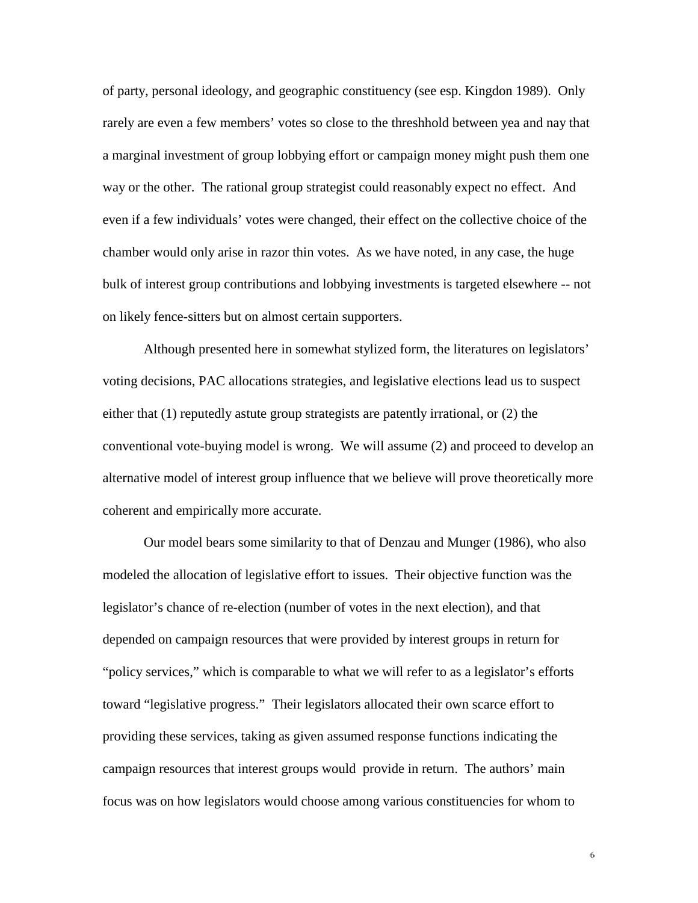of party, personal ideology, and geographic constituency (see esp. Kingdon 1989). Only rarely are even a few members' votes so close to the threshhold between yea and nay that a marginal investment of group lobbying effort or campaign money might push them one way or the other. The rational group strategist could reasonably expect no effect. And even if a few individuals' votes were changed, their effect on the collective choice of the chamber would only arise in razor thin votes. As we have noted, in any case, the huge bulk of interest group contributions and lobbying investments is targeted elsewhere -- not on likely fence-sitters but on almost certain supporters.

Although presented here in somewhat stylized form, the literatures on legislators' voting decisions, PAC allocations strategies, and legislative elections lead us to suspect either that (1) reputedly astute group strategists are patently irrational, or (2) the conventional vote-buying model is wrong. We will assume (2) and proceed to develop an alternative model of interest group influence that we believe will prove theoretically more coherent and empirically more accurate.

Our model bears some similarity to that of Denzau and Munger (1986), who also modeled the allocation of legislative effort to issues. Their objective function was the legislator's chance of re-election (number of votes in the next election), and that depended on campaign resources that were provided by interest groups in return for "policy services," which is comparable to what we will refer to as a legislator's efforts toward "legislative progress." Their legislators allocated their own scarce effort to providing these services, taking as given assumed response functions indicating the campaign resources that interest groups would provide in return. The authors' main focus was on how legislators would choose among various constituencies for whom to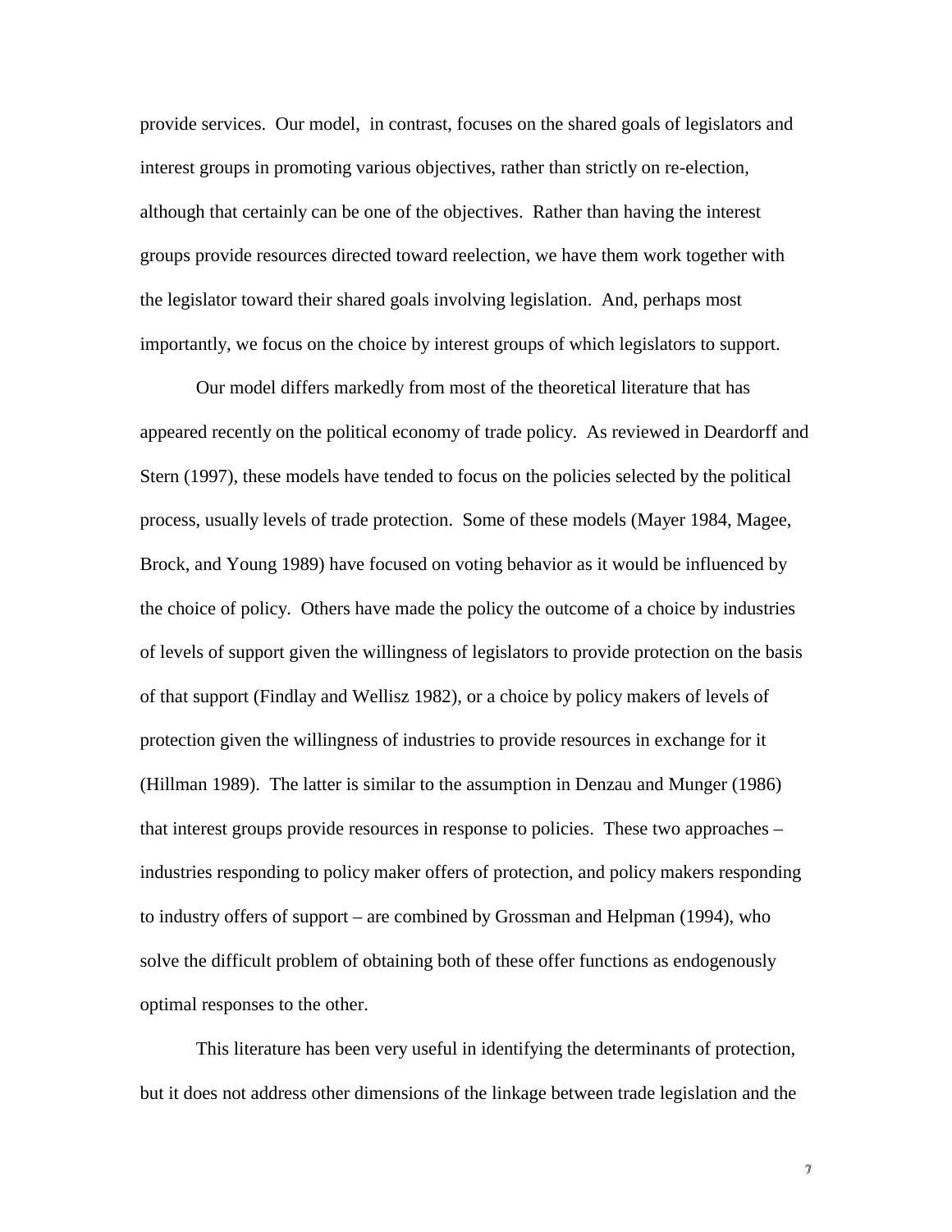provide services. Our model, in contrast, focuses on the shared goals of legislators and interest groups in promoting various objectives, rather than strictly on re-election, although that certainly can be one of the objectives. Rather than having the interest groups provide resources directed toward reelection, we have them work together with the legislator toward their shared goals involving legislation. And, perhaps most importantly, we focus on the choice by interest groups of which legislators to support.

Our model differs markedly from most of the theoretical literature that has appeared recently on the political economy of trade policy. As reviewed in Deardorff and Stern (1997), these models have tended to focus on the policies selected by the political process, usually levels of trade protection. Some of these models (Mayer 1984, Magee, Brock, and Young 1989) have focused on voting behavior as it would be influenced by the choice of policy. Others have made the policy the outcome of a choice by industries of levels of support given the willingness of legislators to provide protection on the basis of that support (Findlay and Wellisz 1982), or a choice by policy makers of levels of protection given the willingness of industries to provide resources in exchange for it (Hillman 1989). The latter is similar to the assumption in Denzau and Munger (1986) that interest groups provide resources in response to policies. These two approaches – industries responding to policy maker offers of protection, and policy makers responding to industry offers of support – are combined by Grossman and Helpman (1994), who solve the difficult problem of obtaining both of these offer functions as endogenously optimal responses to the other.

This literature has been very useful in identifying the determinants of protection, but it does not address other dimensions of the linkage between trade legislation and the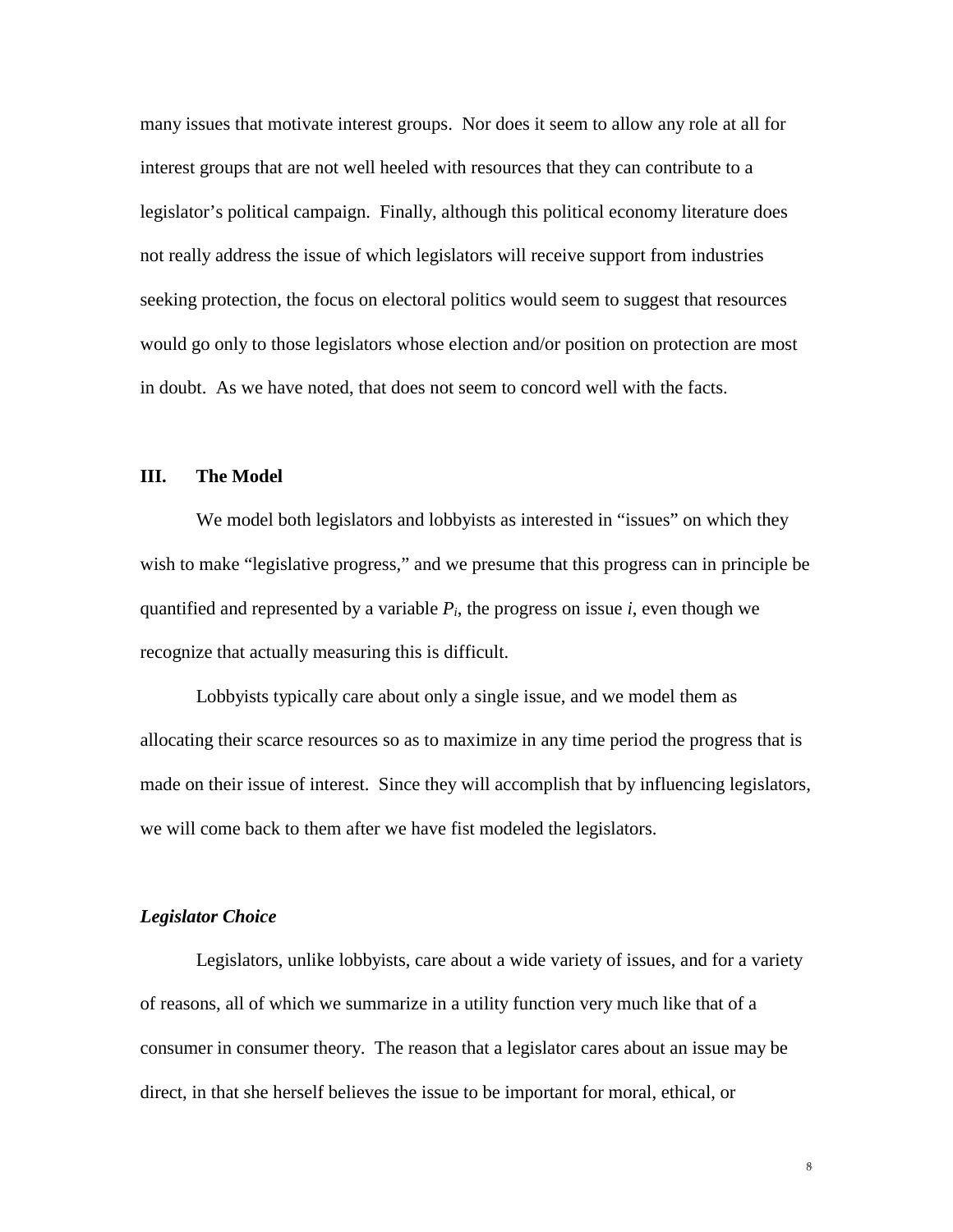many issues that motivate interest groups. Nor does it seem to allow any role at all for interest groups that are not well heeled with resources that they can contribute to a legislator's political campaign. Finally, although this political economy literature does not really address the issue of which legislators will receive support from industries seeking protection, the focus on electoral politics would seem to suggest that resources would go only to those legislators whose election and/or position on protection are most in doubt. As we have noted, that does not seem to concord well with the facts.

## III. The Model

We model both legislators and lobbyists as interested in "issues" on which they wish to make "legislative progress," and we presume that this progress can in principle be quantified and represented by a variable $P_i$, the progress on issue $i$, even though we recognize that actually measuring this is difficult.

Lobbyists typically care about only a single issue, and we model them as allocating their scarce resources so as to maximize in any time period the progress that is made on their issue of interest. Since they will accomplish that by influencing legislators, we will come back to them after we have fist modeled the legislators.

### *Legislator Choice*

Legislators, unlike lobbyists, care about a wide variety of issues, and for a variety of reasons, all of which we summarize in a utility function very much like that of a consumer in consumer theory. The reason that a legislator cares about an issue may be direct, in that she herself believes the issue to be important for moral, ethical, or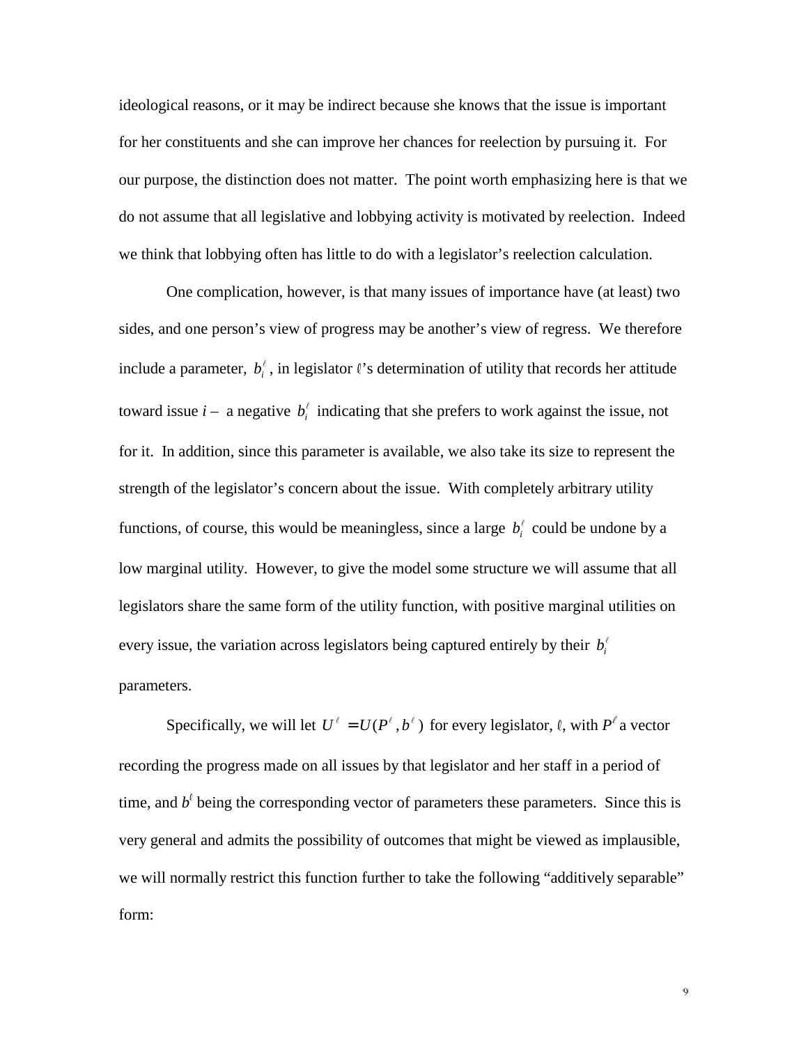ideological reasons, or it may be indirect because she knows that the issue is important for her constituents and she can improve her chances for reelection by pursuing it. For our purpose, the distinction does not matter. The point worth emphasizing here is that we do not assume that all legislative and lobbying activity is motivated by reelection. Indeed we think that lobbying often has little to do with a legislator's reelection calculation.

One complication, however, is that many issues of importance have (at least) two sides, and one person's view of progress may be another's view of regress. We therefore include a parameter, $b_i^\ell$, in legislator ℓ's determination of utility that records her attitude toward issue *i* – a negative $b_i^\ell$ indicating that she prefers to work against the issue, not for it. In addition, since this parameter is available, we also take its size to represent the strength of the legislator's concern about the issue. With completely arbitrary utility functions, of course, this would be meaningless, since a large $b_i^\ell$ could be undone by a low marginal utility. However, to give the model some structure we will assume that all legislators share the same form of the utility function, with positive marginal utilities on every issue, the variation across legislators being captured entirely by their $b_i^\ell$ parameters.

Specifically, we will let $U^\ell = U(P^\ell, b^\ell)$ for every legislator, ℓ, with $P^\ell$ a vector recording the progress made on all issues by that legislator and her staff in a period of time, and $b^\ell$ being the corresponding vector of parameters these parameters. Since this is very general and admits the possibility of outcomes that might be viewed as implausible, we will normally restrict this function further to take the following "additively separable" form: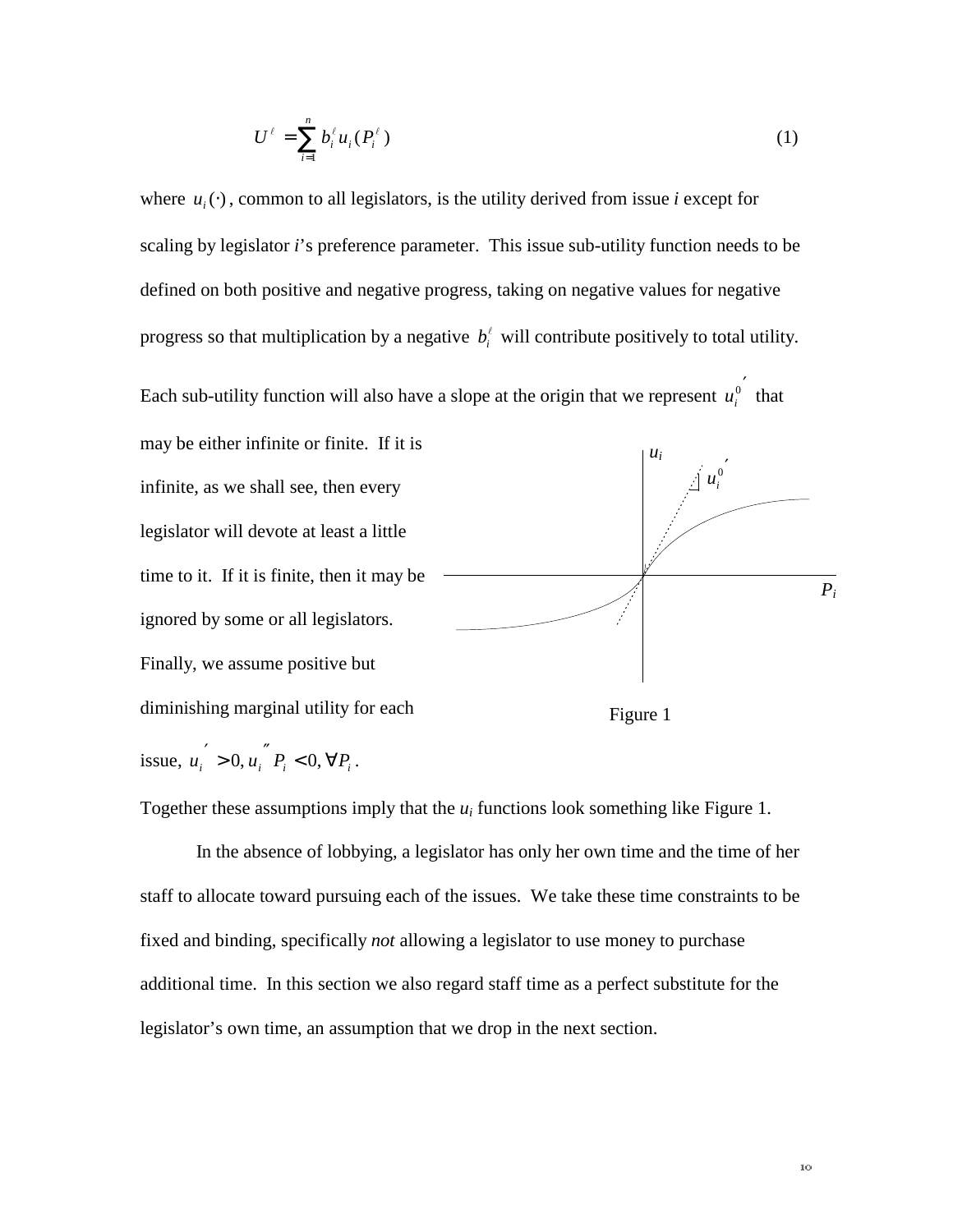$$U^{\ell} = \sum_{i=1}^{n} b_i^{\ell} u_i(P_i^{\ell}) \tag{1}$$

where $u_i(\cdot)$, common to all legislators, is the utility derived from issue *i* except for scaling by legislator *i*'s preference parameter. This issue sub-utility function needs to be defined on both positive and negative progress, taking on negative values for negative progress so that multiplication by a negative $b_i^{\ell}$ will contribute positively to total utility. Each sub-utility function will also have a slope at the origin that we represent $u_i^{0\prime}$ that may be either infinite or finite. If it is infinite, as we shall see, then every legislator will devote at least a little time to it. If it is finite, then it may be ignored by some or all legislators. Finally, we assume positive but diminishing marginal utility for each issue, $u_i' > 0, u_i''(P_i) < 0, \forall P_i$.

Figure 1

Together these assumptions imply that the $u_i$ functions look something like Figure 1.

In the absence of lobbying, a legislator has only her own time and the time of her staff to allocate toward pursuing each of the issues. We take these time constraints to be fixed and binding, specifically *not* allowing a legislator to use money to purchase additional time. In this section we also regard staff time as a perfect substitute for the legislator's own time, an assumption that we drop in the next section.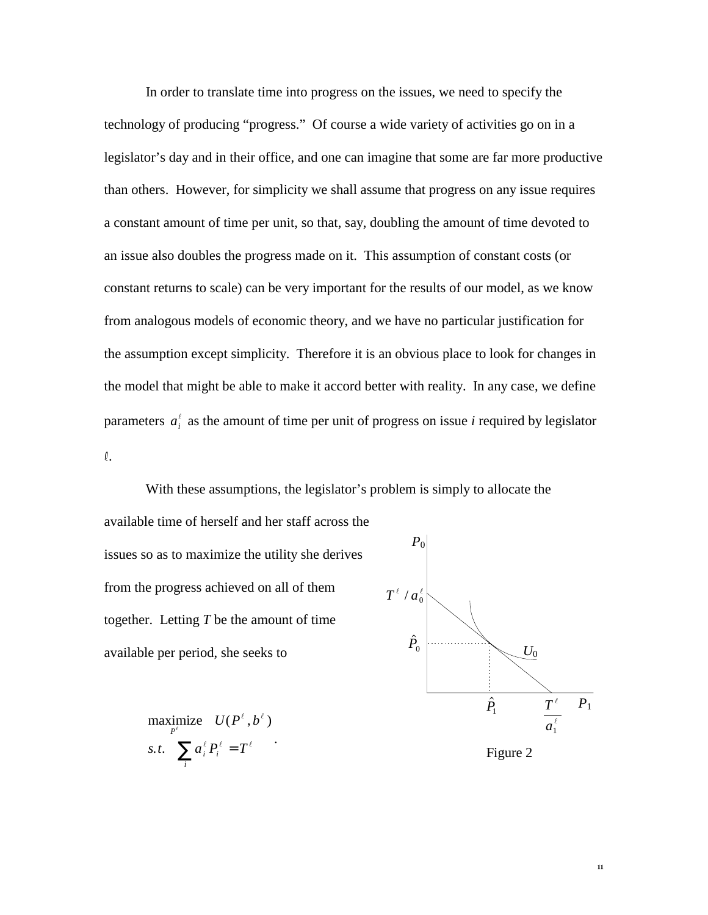In order to translate time into progress on the issues, we need to specify the technology of producing "progress." Of course a wide variety of activities go on in a legislator's day and in their office, and one can imagine that some are far more productive than others. However, for simplicity we shall assume that progress on any issue requires a constant amount of time per unit, so that, say, doubling the amount of time devoted to an issue also doubles the progress made on it. This assumption of constant costs (or constant returns to scale) can be very important for the results of our model, as we know from analogous models of economic theory, and we have no particular justification for the assumption except simplicity. Therefore it is an obvious place to look for changes in the model that might be able to make it accord better with reality. In any case, we define parameters $a_i^\ell$ as the amount of time per unit of progress on issue *i* required by legislator $\ell$.

With these assumptions, the legislator's problem is simply to allocate the available time of herself and her staff across the issues so as to maximize the utility she derives from the progress achieved on all of them together. Letting *T* be the amount of time available per period, she seeks to

$$\begin{aligned} &\underset{P^\ell}{\text{maximize}} \quad U(P^\ell, b^\ell) \\ &s.t. \quad \sum_i a_i^\ell P_i^\ell = T^\ell \end{aligned} .$$

Figure 2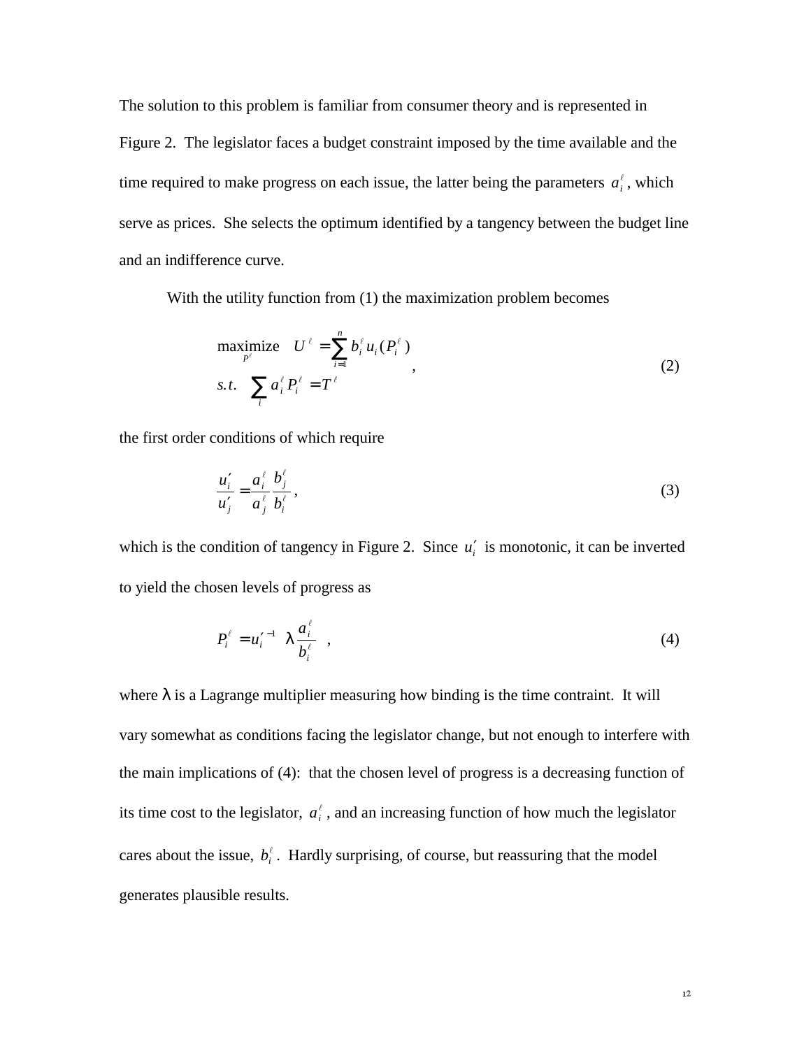The solution to this problem is familiar from consumer theory and is represented in Figure 2. The legislator faces a budget constraint imposed by the time available and the time required to make progress on each issue, the latter being the parameters $a_i^\ell$, which serve as prices. She selects the optimum identified by a tangency between the budget line and an indifference curve.

With the utility function from (1) the maximization problem becomes

$$\begin{aligned} &\underset{P^\ell}{\text{maximize}} \quad U^\ell = \sum_{i=1}^{n} b_i^\ell u_i(P_i^\ell) \\ &s.t. \quad \sum_i a_i^\ell P_i^\ell = T^\ell \end{aligned} , \tag{2}$$

the first order conditions of which require

$$\frac{u_i'}{u_j'} = \frac{a_i^\ell}{a_j^\ell} \frac{b_j^\ell}{b_i^\ell} , \tag{3}$$

which is the condition of tangency in Figure 2. Since $u_i'$ is monotonic, it can be inverted to yield the chosen levels of progress as

$$P_i^\ell = u_i'^{-1}\left(\lambda \frac{a_i^\ell}{b_i^\ell}\right) , \tag{4}$$

where $\lambda$ is a Lagrange multiplier measuring how binding is the time contraint. It will vary somewhat as conditions facing the legislator change, but not enough to interfere with the main implications of (4): that the chosen level of progress is a decreasing function of its time cost to the legislator, $a_i^\ell$, and an increasing function of how much the legislator cares about the issue, $b_i^\ell$. Hardly surprising, of course, but reassuring that the model generates plausible results.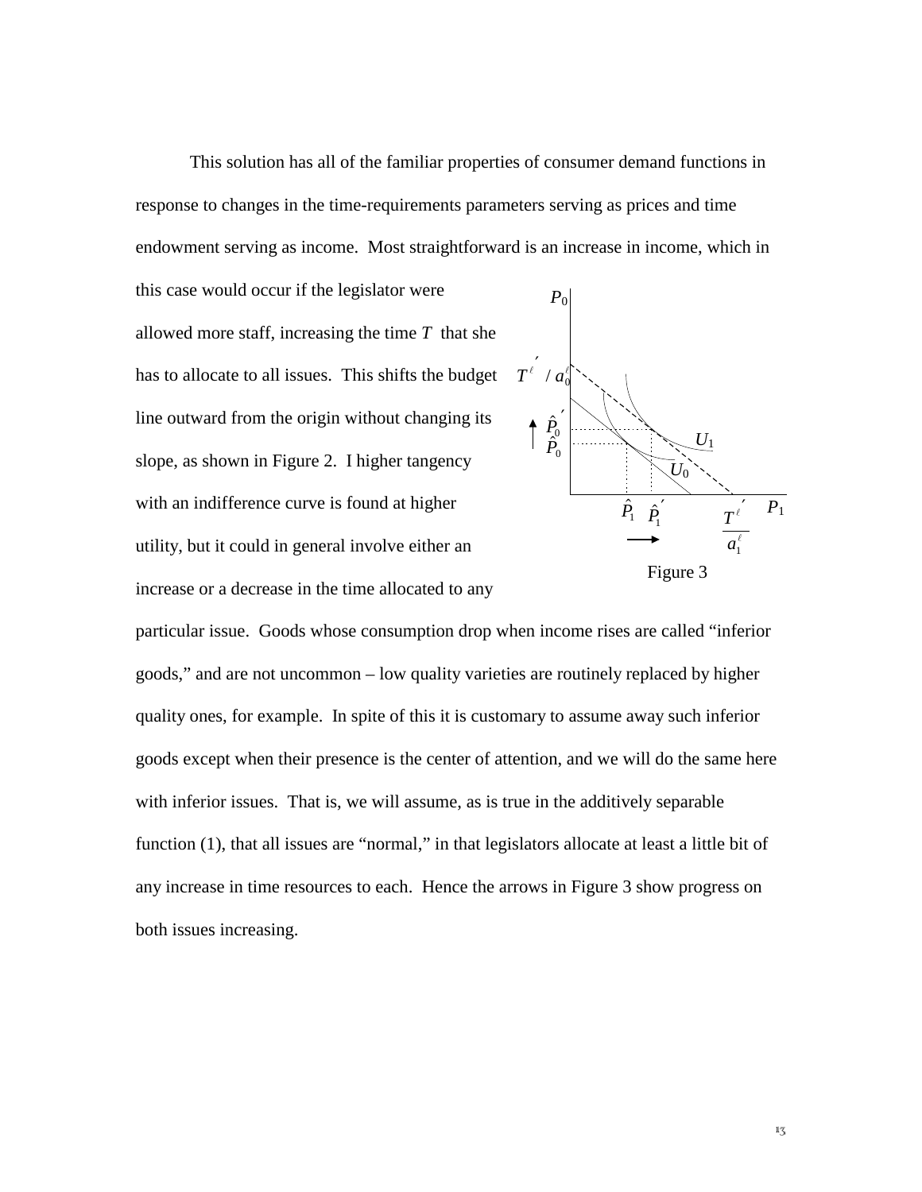This solution has all of the familiar properties of consumer demand functions in response to changes in the time-requirements parameters serving as prices and time endowment serving as income. Most straightforward is an increase in income, which in this case would occur if the legislator were allowed more staff, increasing the time $T$ that she has to allocate to all issues. This shifts the budget line outward from the origin without changing its slope, as shown in Figure 2. I higher tangency with an indifference curve is found at higher utility, but it could in general involve either an increase or a decrease in the time allocated to any particular issue. Goods whose consumption drop when income rises are called "inferior goods," and are not uncommon – low quality varieties are routinely replaced by higher quality ones, for example. In spite of this it is customary to assume away such inferior goods except when their presence is the center of attention, and we will do the same here with inferior issues. That is, we will assume, as is true in the additively separable function (1), that all issues are "normal," in that legislators allocate at least a little bit of any increase in time resources to each. Hence the arrows in Figure 3 show progress on both issues increasing.

Figure 3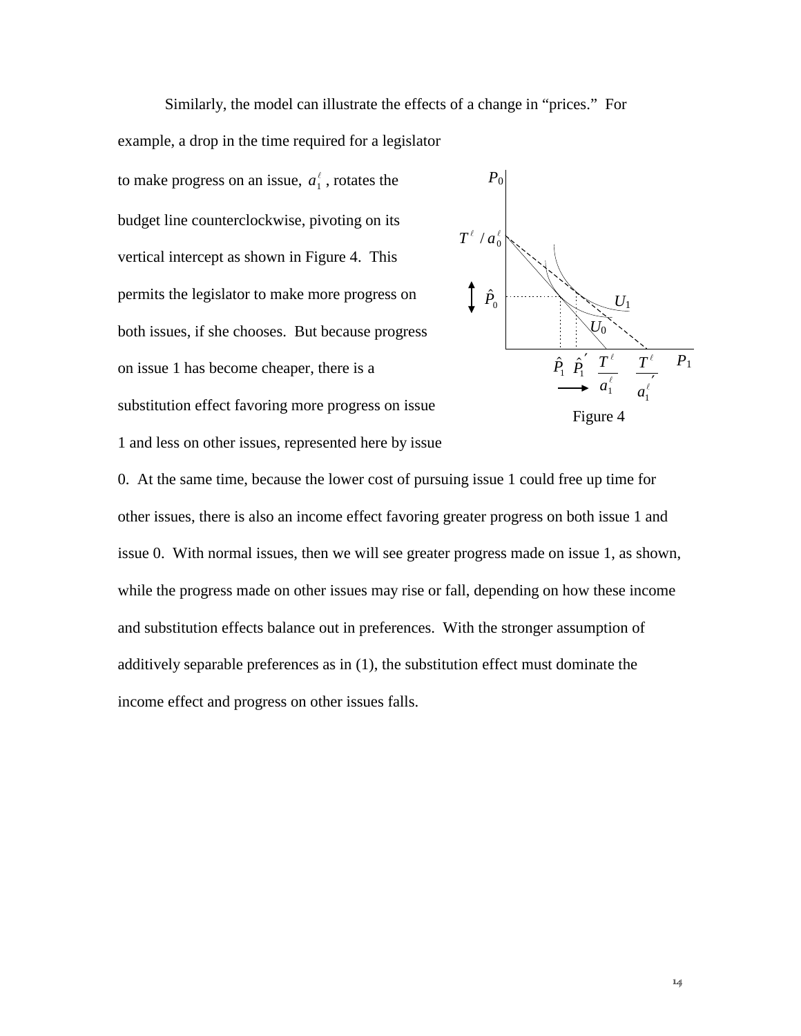Similarly, the model can illustrate the effects of a change in "prices." For example, a drop in the time required for a legislator to make progress on an issue, $a_1^\ell$, rotates the budget line counterclockwise, pivoting on its vertical intercept as shown in Figure 4. This permits the legislator to make more progress on both issues, if she chooses. But because progress on issue 1 has become cheaper, there is a substitution effect favoring more progress on issue 1 and less on other issues, represented here by issue 0. At the same time, because the lower cost of pursuing issue 1 could free up time for other issues, there is also an income effect favoring greater progress on both issue 1 and issue 0. With normal issues, then we will see greater progress made on issue 1, as shown, while the progress made on other issues may rise or fall, depending on how these income and substitution effects balance out in preferences. With the stronger assumption of additively separable preferences as in (1), the substitution effect must dominate the income effect and progress on other issues falls.

Figure 4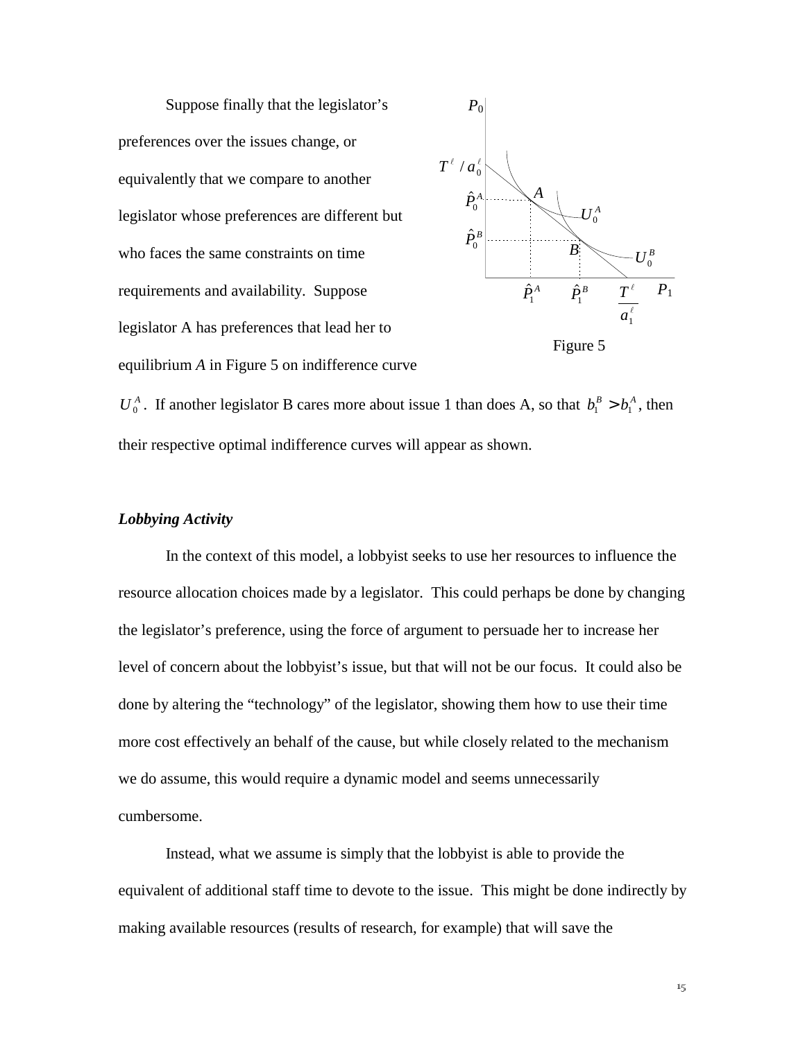Suppose finally that the legislator's preferences over the issues change, or equivalently that we compare to another legislator whose preferences are different but who faces the same constraints on time requirements and availability. Suppose legislator A has preferences that lead her to equilibrium *A* in Figure 5 on indifference curve $U_0^A$. If another legislator B cares more about issue 1 than does A, so that $b_1^B > b_1^A$, then their respective optimal indifference curves will appear as shown.

Figure 5

### *Lobbying Activity*

In the context of this model, a lobbyist seeks to use her resources to influence the resource allocation choices made by a legislator. This could perhaps be done by changing the legislator's preference, using the force of argument to persuade her to increase her level of concern about the lobbyist's issue, but that will not be our focus. It could also be done by altering the "technology" of the legislator, showing them how to use their time more cost effectively an behalf of the cause, but while closely related to the mechanism we do assume, this would require a dynamic model and seems unnecessarily cumbersome.

Instead, what we assume is simply that the lobbyist is able to provide the equivalent of additional staff time to devote to the issue. This might be done indirectly by making available resources (results of research, for example) that will save the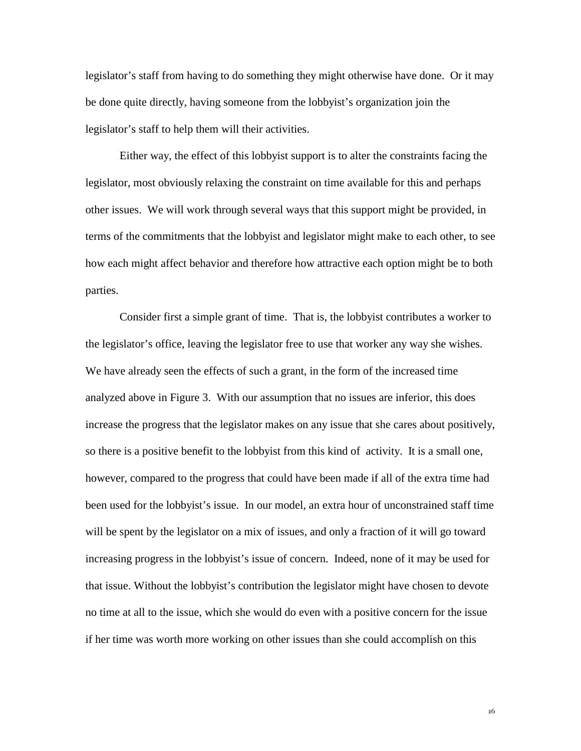legislator's staff from having to do something they might otherwise have done. Or it may be done quite directly, having someone from the lobbyist's organization join the legislator's staff to help them will their activities.

Either way, the effect of this lobbyist support is to alter the constraints facing the legislator, most obviously relaxing the constraint on time available for this and perhaps other issues. We will work through several ways that this support might be provided, in terms of the commitments that the lobbyist and legislator might make to each other, to see how each might affect behavior and therefore how attractive each option might be to both parties.

Consider first a simple grant of time. That is, the lobbyist contributes a worker to the legislator's office, leaving the legislator free to use that worker any way she wishes. We have already seen the effects of such a grant, in the form of the increased time analyzed above in Figure 3. With our assumption that no issues are inferior, this does increase the progress that the legislator makes on any issue that she cares about positively, so there is a positive benefit to the lobbyist from this kind of activity. It is a small one, however, compared to the progress that could have been made if all of the extra time had been used for the lobbyist's issue. In our model, an extra hour of unconstrained staff time will be spent by the legislator on a mix of issues, and only a fraction of it will go toward increasing progress in the lobbyist's issue of concern. Indeed, none of it may be used for that issue. Without the lobbyist's contribution the legislator might have chosen to devote no time at all to the issue, which she would do even with a positive concern for the issue if her time was worth more working on other issues than she could accomplish on this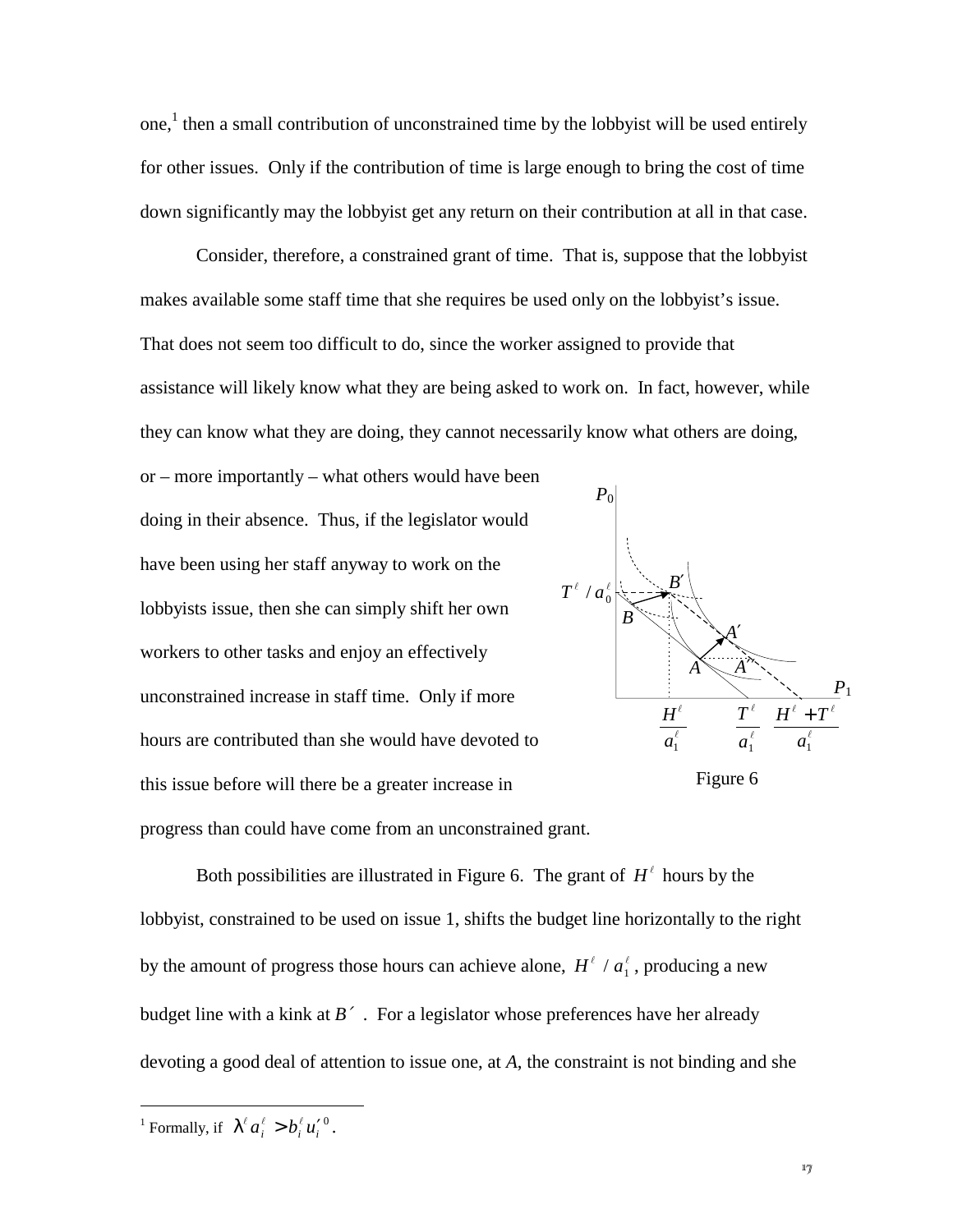one,[1] then a small contribution of unconstrained time by the lobbyist will be used entirely for other issues. Only if the contribution of time is large enough to bring the cost of time down significantly may the lobbyist get any return on their contribution at all in that case.

Consider, therefore, a constrained grant of time. That is, suppose that the lobbyist makes available some staff time that she requires be used only on the lobbyist's issue. That does not seem too difficult to do, since the worker assigned to provide that assistance will likely know what they are being asked to work on. In fact, however, while they can know what they are doing, they cannot necessarily know what others are doing, or – more importantly – what others would have been doing in their absence. Thus, if the legislator would have been using her staff anyway to work on the lobbyists issue, then she can simply shift her own workers to other tasks and enjoy an effectively unconstrained increase in staff time. Only if more hours are contributed than she would have devoted to this issue before will there be a greater increase in progress than could have come from an unconstrained grant.

Figure 6

Both possibilities are illustrated in Figure 6. The grant of $H^\ell$ hours by the lobbyist, constrained to be used on issue 1, shifts the budget line horizontally to the right by the amount of progress those hours can achieve alone, $H^\ell / a_1^\ell$, producing a new budget line with a kink at $B'$. For a legislator whose preferences have her already devoting a good deal of attention to issue one, at *A*, the constraint is not binding and she

[1] Formally, if $\lambda^\ell a_i^\ell > b_i^\ell u_i'^0$.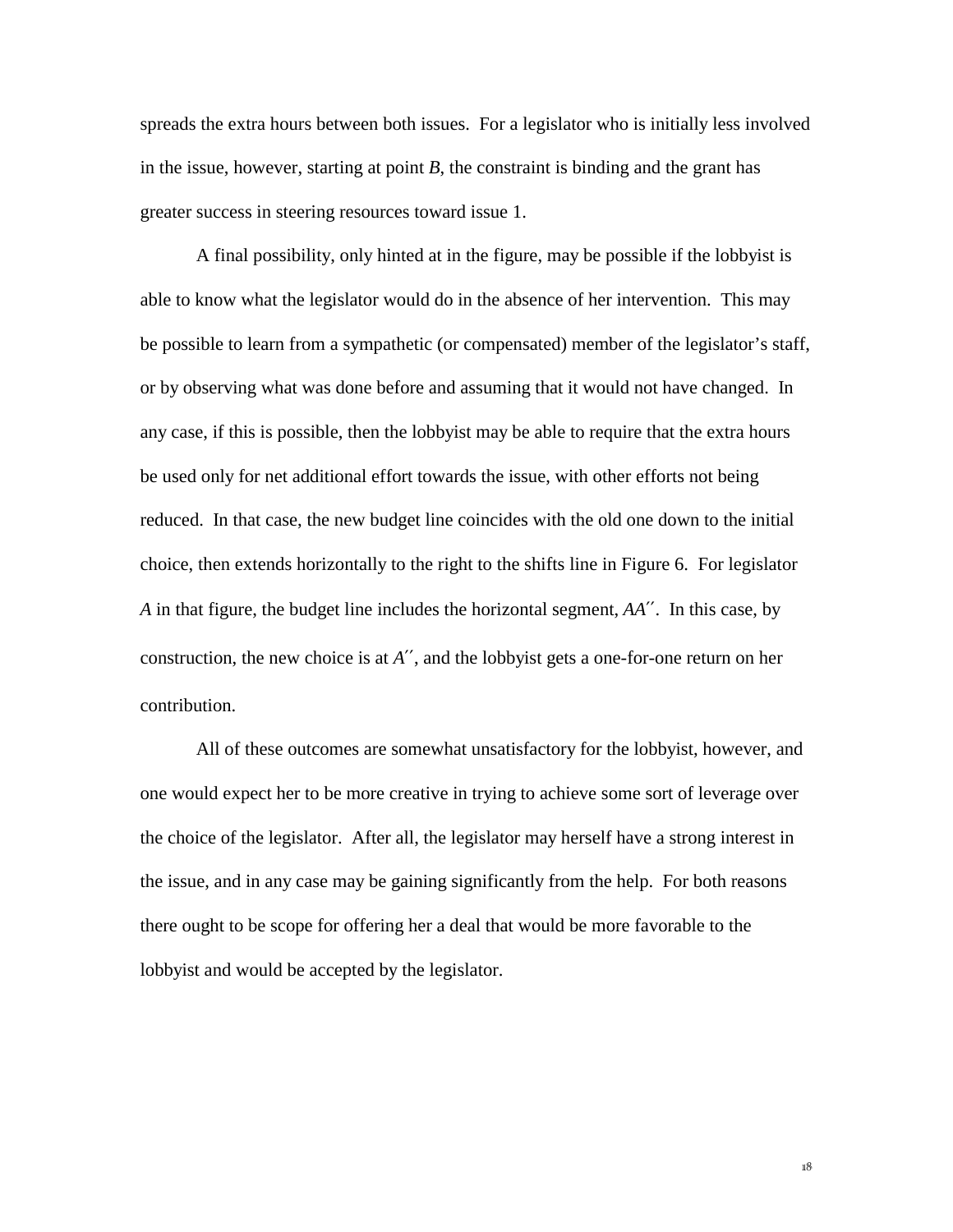spreads the extra hours between both issues. For a legislator who is initially less involved in the issue, however, starting at point *B*, the constraint is binding and the grant has greater success in steering resources toward issue 1.

A final possibility, only hinted at in the figure, may be possible if the lobbyist is able to know what the legislator would do in the absence of her intervention. This may be possible to learn from a sympathetic (or compensated) member of the legislator's staff, or by observing what was done before and assuming that it would not have changed. In any case, if this is possible, then the lobbyist may be able to require that the extra hours be used only for net additional effort towards the issue, with other efforts not being reduced. In that case, the new budget line coincides with the old one down to the initial choice, then extends horizontally to the right to the shifts line in Figure 6. For legislator *A* in that figure, the budget line includes the horizontal segment, *AA′′*. In this case, by construction, the new choice is at *A′′*, and the lobbyist gets a one-for-one return on her contribution.

All of these outcomes are somewhat unsatisfactory for the lobbyist, however, and one would expect her to be more creative in trying to achieve some sort of leverage over the choice of the legislator. After all, the legislator may herself have a strong interest in the issue, and in any case may be gaining significantly from the help. For both reasons there ought to be scope for offering her a deal that would be more favorable to the lobbyist and would be accepted by the legislator.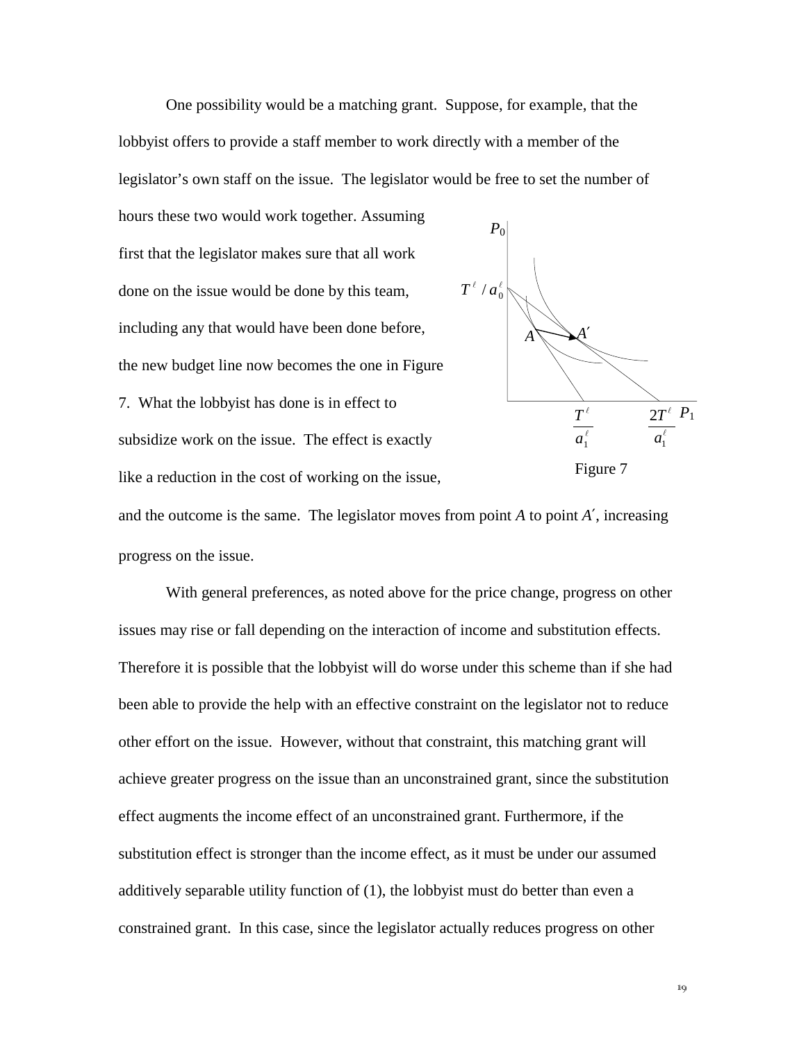One possibility would be a matching grant. Suppose, for example, that the lobbyist offers to provide a staff member to work directly with a member of the legislator's own staff on the issue. The legislator would be free to set the number of hours these two would work together. Assuming first that the legislator makes sure that all work done on the issue would be done by this team, including any that would have been done before, the new budget line now becomes the one in Figure 7. What the lobbyist has done is in effect to subsidize work on the issue. The effect is exactly like a reduction in the cost of working on the issue, and the outcome is the same. The legislator moves from point *A* to point *A*′, increasing progress on the issue.

Figure 7

With general preferences, as noted above for the price change, progress on other issues may rise or fall depending on the interaction of income and substitution effects. Therefore it is possible that the lobbyist will do worse under this scheme than if she had been able to provide the help with an effective constraint on the legislator not to reduce other effort on the issue. However, without that constraint, this matching grant will achieve greater progress on the issue than an unconstrained grant, since the substitution effect augments the income effect of an unconstrained grant. Furthermore, if the substitution effect is stronger than the income effect, as it must be under our assumed additively separable utility function of (1), the lobbyist must do better than even a constrained grant. In this case, since the legislator actually reduces progress on other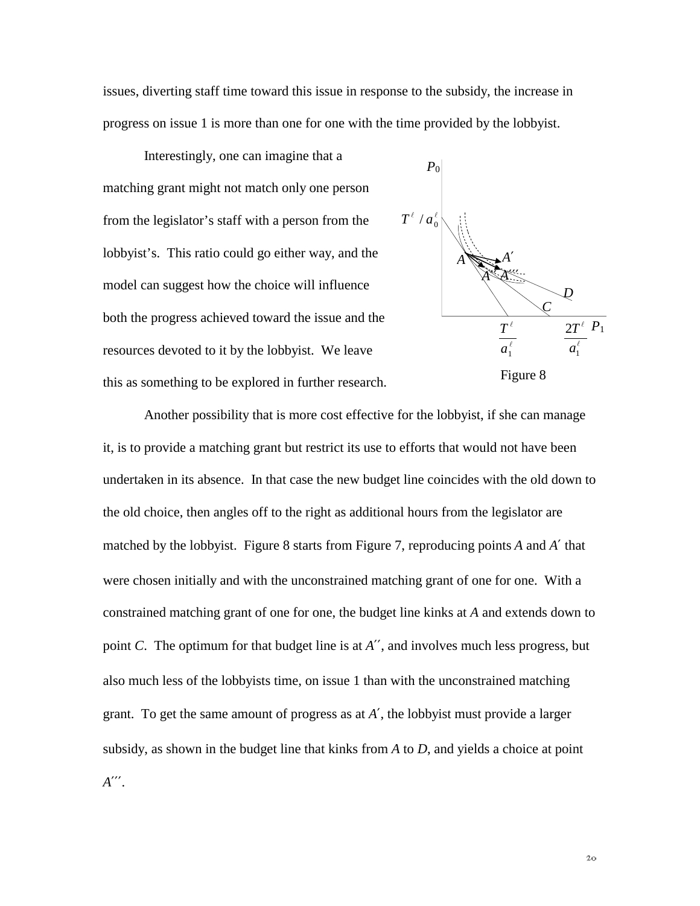issues, diverting staff time toward this issue in response to the subsidy, the increase in progress on issue 1 is more than one for one with the time provided by the lobbyist.

Interestingly, one can imagine that a matching grant might not match only one person from the legislator's staff with a person from the lobbyist's. This ratio could go either way, and the model can suggest how the choice will influence both the progress achieved toward the issue and the resources devoted to it by the lobbyist. We leave this as something to be explored in further research.

Figure 8

Another possibility that is more cost effective for the lobbyist, if she can manage it, is to provide a matching grant but restrict its use to efforts that would not have been undertaken in its absence. In that case the new budget line coincides with the old down to the old choice, then angles off to the right as additional hours from the legislator are matched by the lobbyist. Figure 8 starts from Figure 7, reproducing points *A* and *A*′ that were chosen initially and with the unconstrained matching grant of one for one. With a constrained matching grant of one for one, the budget line kinks at *A* and extends down to point *C*. The optimum for that budget line is at *A*′′, and involves much less progress, but also much less of the lobbyists time, on issue 1 than with the unconstrained matching grant. To get the same amount of progress as at *A*′, the lobbyist must provide a larger subsidy, as shown in the budget line that kinks from *A* to *D*, and yields a choice at point *A*′′′.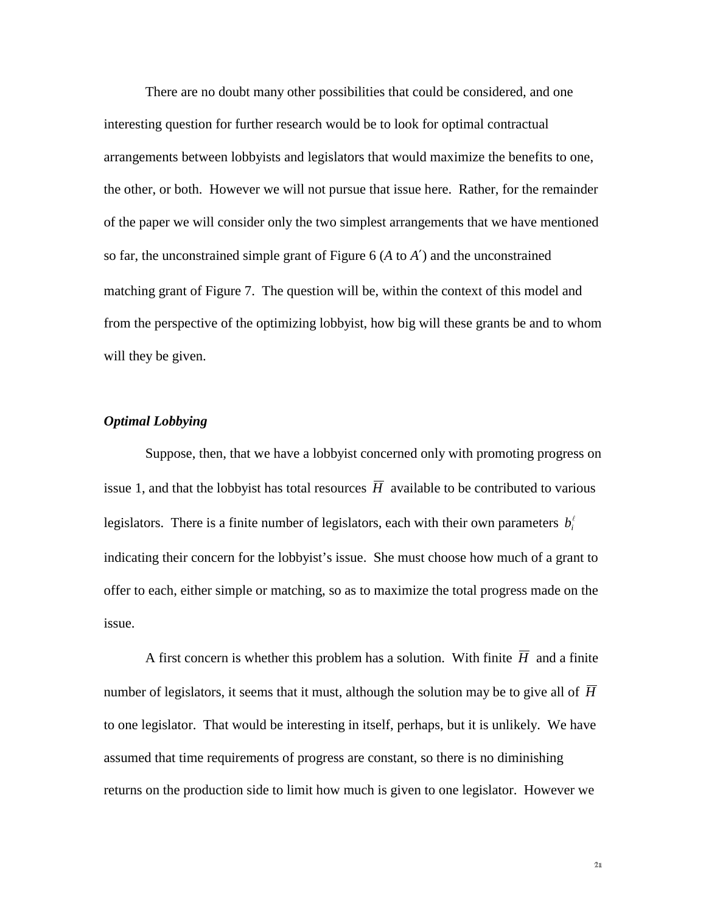There are no doubt many other possibilities that could be considered, and one interesting question for further research would be to look for optimal contractual arrangements between lobbyists and legislators that would maximize the benefits to one, the other, or both. However we will not pursue that issue here. Rather, for the remainder of the paper we will consider only the two simplest arrangements that we have mentioned so far, the unconstrained simple grant of Figure 6 ($A$ to $A'$) and the unconstrained matching grant of Figure 7. The question will be, within the context of this model and from the perspective of the optimizing lobbyist, how big will these grants be and to whom will they be given.

***Optimal Lobbying***

Suppose, then, that we have a lobbyist concerned only with promoting progress on issue 1, and that the lobbyist has total resources $\overline{H}$ available to be contributed to various legislators. There is a finite number of legislators, each with their own parameters $b_i^{\ell}$ indicating their concern for the lobbyist's issue. She must choose how much of a grant to offer to each, either simple or matching, so as to maximize the total progress made on the issue.

A first concern is whether this problem has a solution. With finite $\overline{H}$ and a finite number of legislators, it seems that it must, although the solution may be to give all of $\overline{H}$ to one legislator. That would be interesting in itself, perhaps, but it is unlikely. We have assumed that time requirements of progress are constant, so there is no diminishing returns on the production side to limit how much is given to one legislator. However we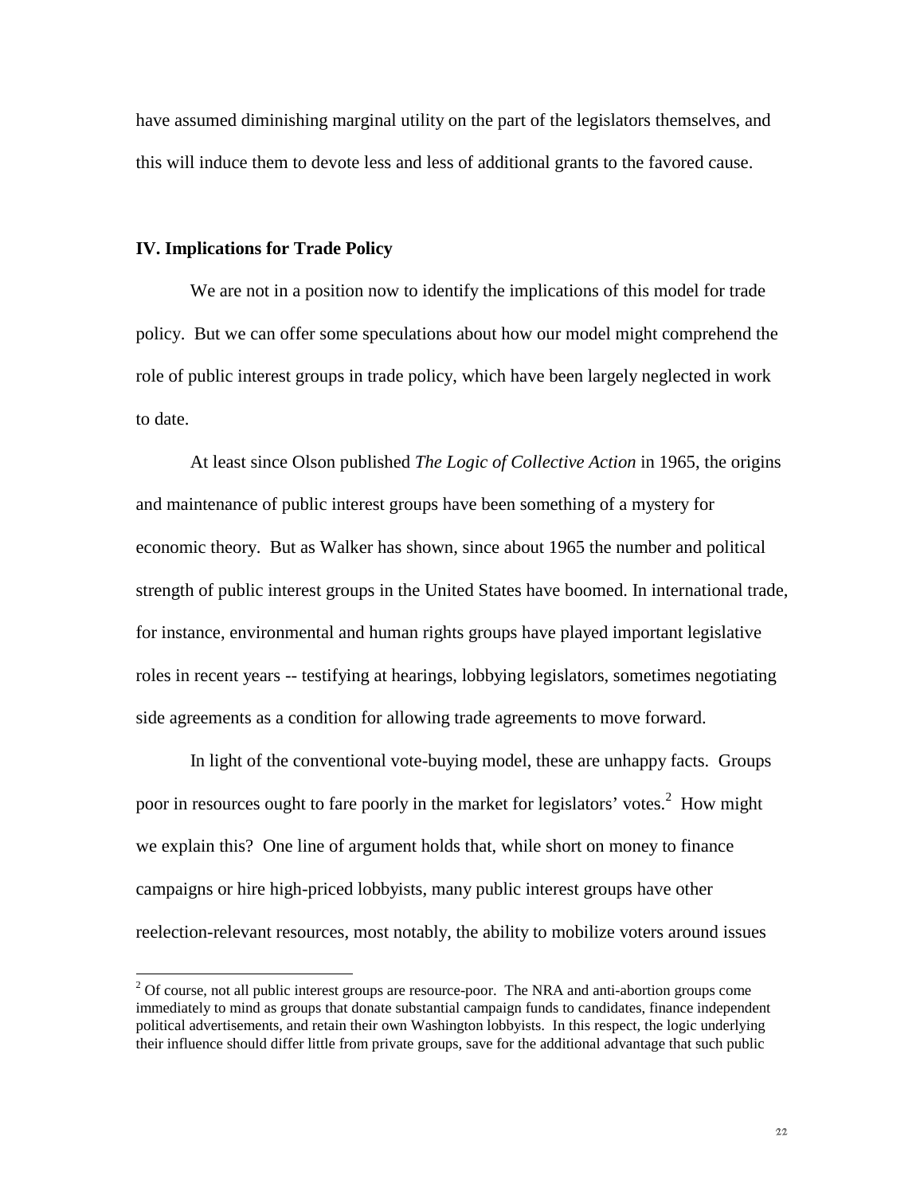have assumed diminishing marginal utility on the part of the legislators themselves, and this will induce them to devote less and less of additional grants to the favored cause.

## IV. Implications for Trade Policy

We are not in a position now to identify the implications of this model for trade policy. But we can offer some speculations about how our model might comprehend the role of public interest groups in trade policy, which have been largely neglected in work to date.

At least since Olson published *The Logic of Collective Action* in 1965, the origins and maintenance of public interest groups have been something of a mystery for economic theory. But as Walker has shown, since about 1965 the number and political strength of public interest groups in the United States have boomed. In international trade, for instance, environmental and human rights groups have played important legislative roles in recent years -- testifying at hearings, lobbying legislators, sometimes negotiating side agreements as a condition for allowing trade agreements to move forward.

In light of the conventional vote-buying model, these are unhappy facts. Groups poor in resources ought to fare poorly in the market for legislators' votes.[2] How might we explain this? One line of argument holds that, while short on money to finance campaigns or hire high-priced lobbyists, many public interest groups have other reelection-relevant resources, most notably, the ability to mobilize voters around issues

[2] Of course, not all public interest groups are resource-poor. The NRA and anti-abortion groups come immediately to mind as groups that donate substantial campaign funds to candidates, finance independent political advertisements, and retain their own Washington lobbyists. In this respect, the logic underlying their influence should differ little from private groups, save for the additional advantage that such public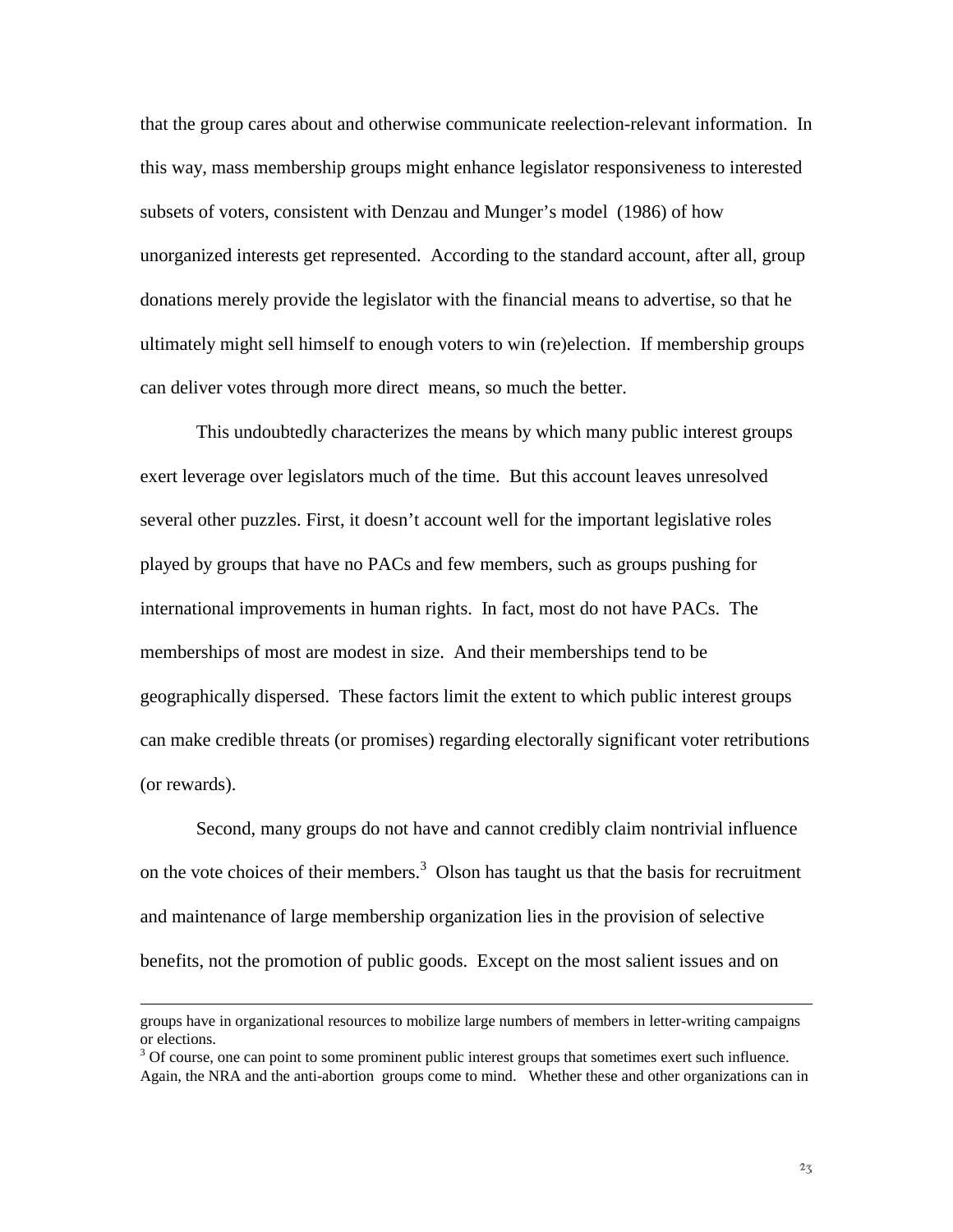that the group cares about and otherwise communicate reelection-relevant information. In this way, mass membership groups might enhance legislator responsiveness to interested subsets of voters, consistent with Denzau and Munger's model (1986) of how unorganized interests get represented. According to the standard account, after all, group donations merely provide the legislator with the financial means to advertise, so that he ultimately might sell himself to enough voters to win (re)election. If membership groups can deliver votes through more direct means, so much the better.

This undoubtedly characterizes the means by which many public interest groups exert leverage over legislators much of the time. But this account leaves unresolved several other puzzles. First, it doesn't account well for the important legislative roles played by groups that have no PACs and few members, such as groups pushing for international improvements in human rights. In fact, most do not have PACs. The memberships of most are modest in size. And their memberships tend to be geographically dispersed. These factors limit the extent to which public interest groups can make credible threats (or promises) regarding electorally significant voter retributions (or rewards).

Second, many groups do not have and cannot credibly claim nontrivial influence on the vote choices of their members.[3] Olson has taught us that the basis for recruitment and maintenance of large membership organization lies in the provision of selective benefits, not the promotion of public goods. Except on the most salient issues and on

---

groups have in organizational resources to mobilize large numbers of members in letter-writing campaigns or elections.

[3] Of course, one can point to some prominent public interest groups that sometimes exert such influence. Again, the NRA and the anti-abortion groups come to mind. Whether these and other organizations can in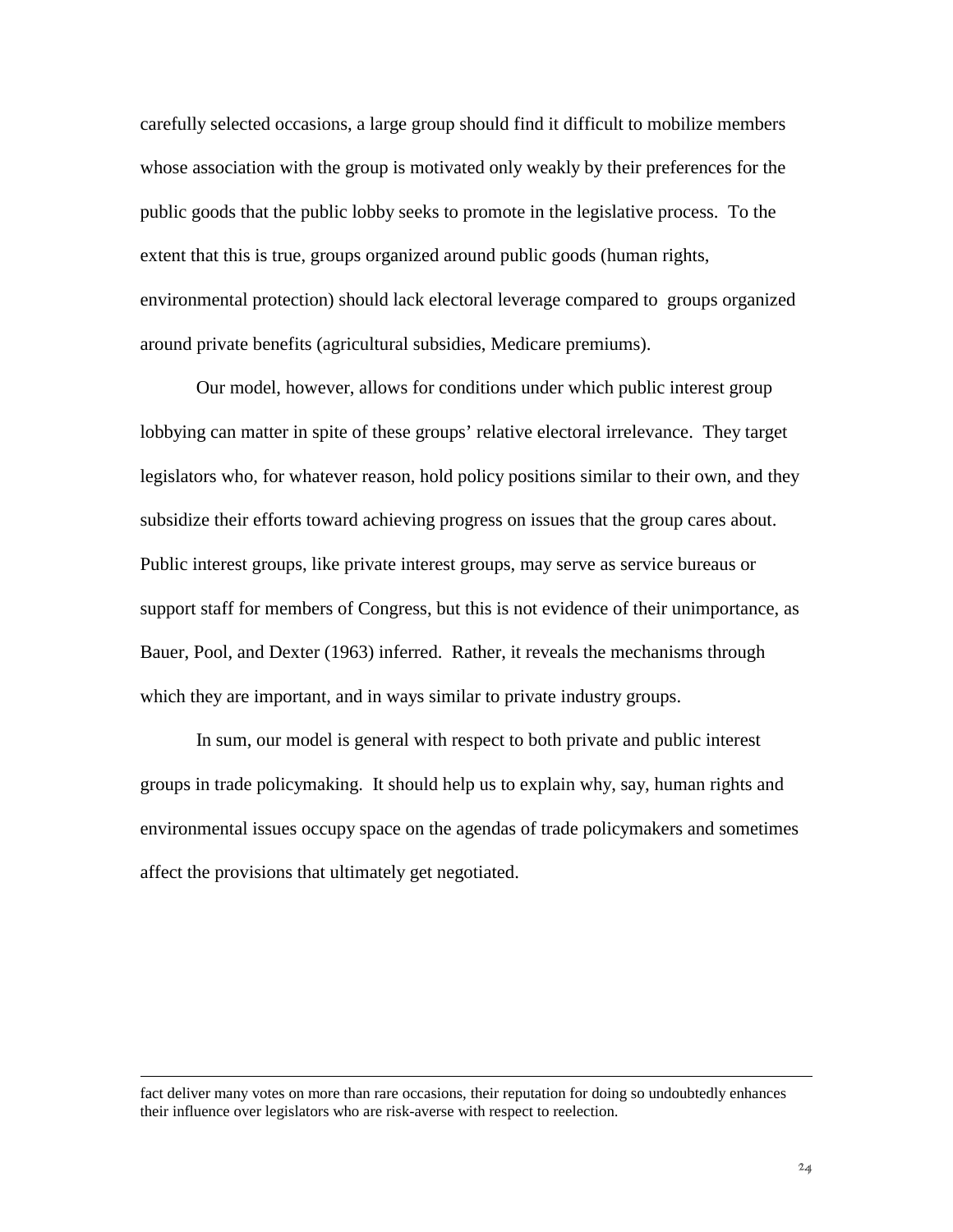carefully selected occasions, a large group should find it difficult to mobilize members whose association with the group is motivated only weakly by their preferences for the public goods that the public lobby seeks to promote in the legislative process. To the extent that this is true, groups organized around public goods (human rights, environmental protection) should lack electoral leverage compared to groups organized around private benefits (agricultural subsidies, Medicare premiums).

Our model, however, allows for conditions under which public interest group lobbying can matter in spite of these groups' relative electoral irrelevance. They target legislators who, for whatever reason, hold policy positions similar to their own, and they subsidize their efforts toward achieving progress on issues that the group cares about. Public interest groups, like private interest groups, may serve as service bureaus or support staff for members of Congress, but this is not evidence of their unimportance, as Bauer, Pool, and Dexter (1963) inferred. Rather, it reveals the mechanisms through which they are important, and in ways similar to private industry groups.

In sum, our model is general with respect to both private and public interest groups in trade policymaking. It should help us to explain why, say, human rights and environmental issues occupy space on the agendas of trade policymakers and sometimes affect the provisions that ultimately get negotiated.

---

fact deliver many votes on more than rare occasions, their reputation for doing so undoubtedly enhances their influence over legislators who are risk-averse with respect to reelection.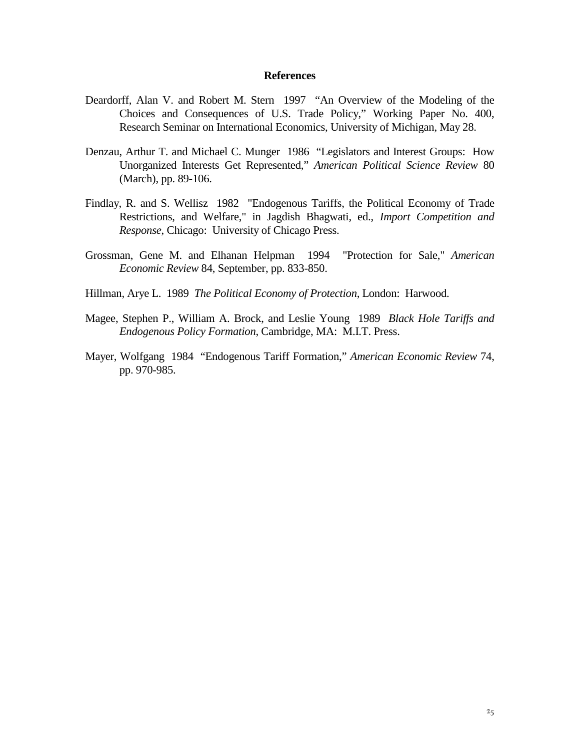## References

Deardorff, Alan V. and Robert M. Stern 1997 "An Overview of the Modeling of the Choices and Consequences of U.S. Trade Policy," Working Paper No. 400, Research Seminar on International Economics, University of Michigan, May 28.

Denzau, Arthur T. and Michael C. Munger 1986 "Legislators and Interest Groups: How Unorganized Interests Get Represented," *American Political Science Review* 80 (March), pp. 89-106.

Findlay, R. and S. Wellisz 1982 "Endogenous Tariffs, the Political Economy of Trade Restrictions, and Welfare," in Jagdish Bhagwati, ed., *Import Competition and Response*, Chicago: University of Chicago Press.

Grossman, Gene M. and Elhanan Helpman 1994 "Protection for Sale," *American Economic Review* 84, September, pp. 833-850.

Hillman, Arye L. 1989 *The Political Economy of Protection*, London: Harwood.

Magee, Stephen P., William A. Brock, and Leslie Young 1989 *Black Hole Tariffs and Endogenous Policy Formation*, Cambridge, MA: M.I.T. Press.

Mayer, Wolfgang 1984 "Endogenous Tariff Formation," *American Economic Review* 74, pp. 970-985.